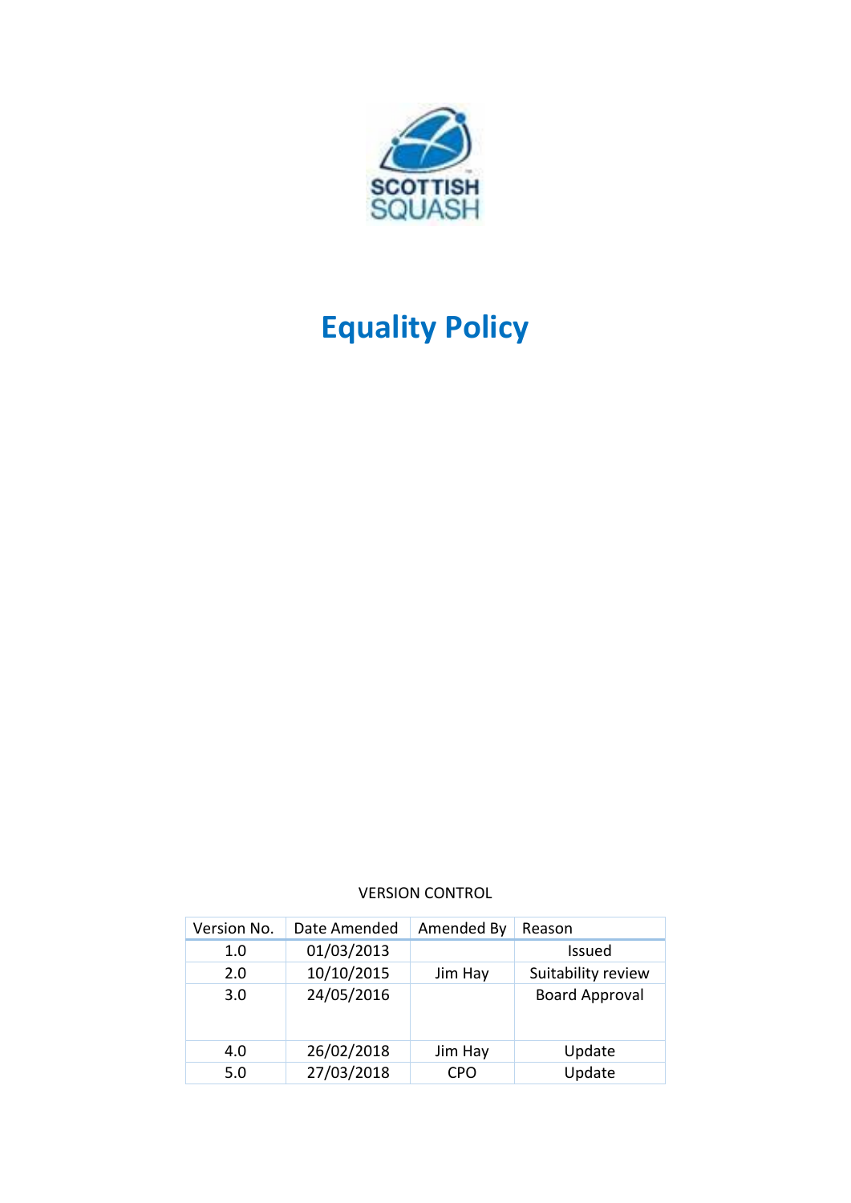SCOTTISH SQUASH

# Equality Policy

VERSION CONTROL

| Version No. | Date Amended | Amended By | Reason |
|---|---|---|---|
| 1.0 | 01/03/2013 | | Issued |
| 2.0 | 10/10/2015 | Jim Hay | Suitability review |
| 3.0 | 24/05/2016 | | Board Approval |
| 4.0 | 26/02/2018 | Jim Hay | Update |
| 5.0 | 27/03/2018 | CPO | Update |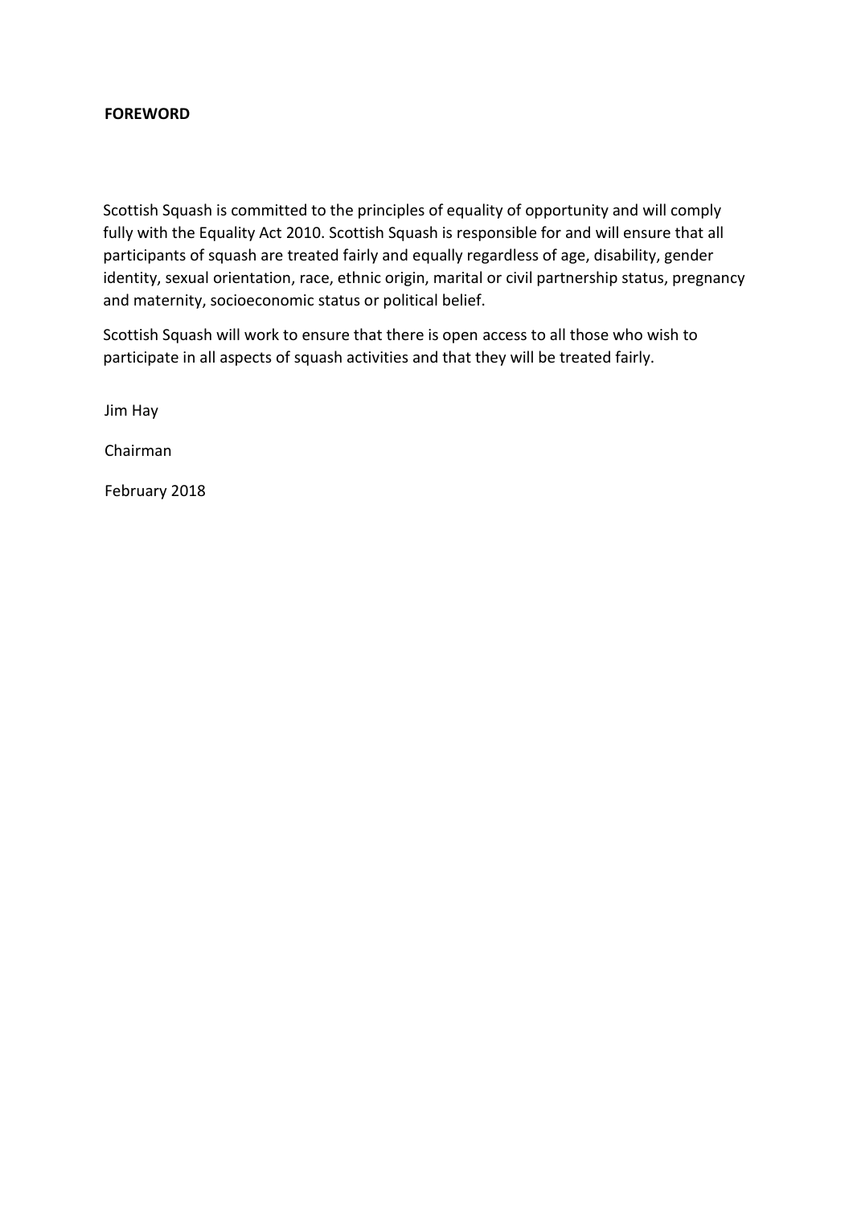**FOREWORD**

Scottish Squash is committed to the principles of equality of opportunity and will comply fully with the Equality Act 2010. Scottish Squash is responsible for and will ensure that all participants of squash are treated fairly and equally regardless of age, disability, gender identity, sexual orientation, race, ethnic origin, marital or civil partnership status, pregnancy and maternity, socioeconomic status or political belief.

Scottish Squash will work to ensure that there is open access to all those who wish to participate in all aspects of squash activities and that they will be treated fairly.

Jim Hay

Chairman

February 2018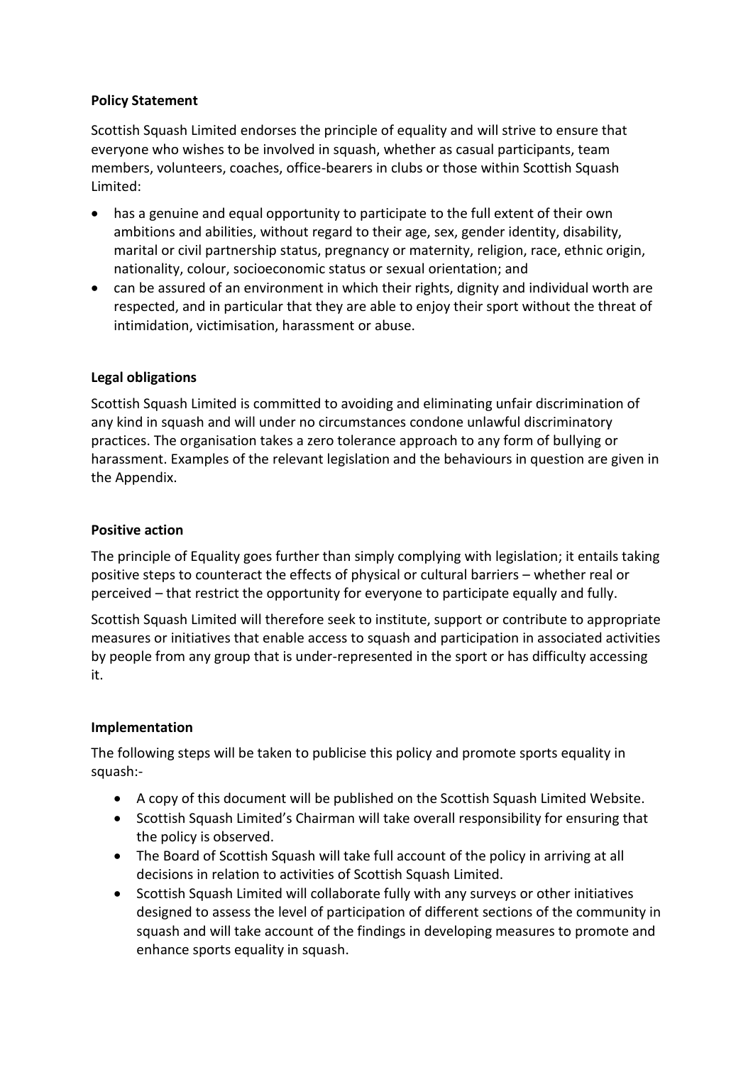**Policy Statement**

Scottish Squash Limited endorses the principle of equality and will strive to ensure that everyone who wishes to be involved in squash, whether as casual participants, team members, volunteers, coaches, office-bearers in clubs or those within Scottish Squash Limited:

- has a genuine and equal opportunity to participate to the full extent of their own ambitions and abilities, without regard to their age, sex, gender identity, disability, marital or civil partnership status, pregnancy or maternity, religion, race, ethnic origin, nationality, colour, socioeconomic status or sexual orientation; and
- can be assured of an environment in which their rights, dignity and individual worth are respected, and in particular that they are able to enjoy their sport without the threat of intimidation, victimisation, harassment or abuse.

**Legal obligations**

Scottish Squash Limited is committed to avoiding and eliminating unfair discrimination of any kind in squash and will under no circumstances condone unlawful discriminatory practices. The organisation takes a zero tolerance approach to any form of bullying or harassment. Examples of the relevant legislation and the behaviours in question are given in the Appendix.

**Positive action**

The principle of Equality goes further than simply complying with legislation; it entails taking positive steps to counteract the effects of physical or cultural barriers – whether real or perceived – that restrict the opportunity for everyone to participate equally and fully.

Scottish Squash Limited will therefore seek to institute, support or contribute to appropriate measures or initiatives that enable access to squash and participation in associated activities by people from any group that is under-represented in the sport or has difficulty accessing it.

**Implementation**

The following steps will be taken to publicise this policy and promote sports equality in squash:-

- A copy of this document will be published on the Scottish Squash Limited Website.
- Scottish Squash Limited's Chairman will take overall responsibility for ensuring that the policy is observed.
- The Board of Scottish Squash will take full account of the policy in arriving at all decisions in relation to activities of Scottish Squash Limited.
- Scottish Squash Limited will collaborate fully with any surveys or other initiatives designed to assess the level of participation of different sections of the community in squash and will take account of the findings in developing measures to promote and enhance sports equality in squash.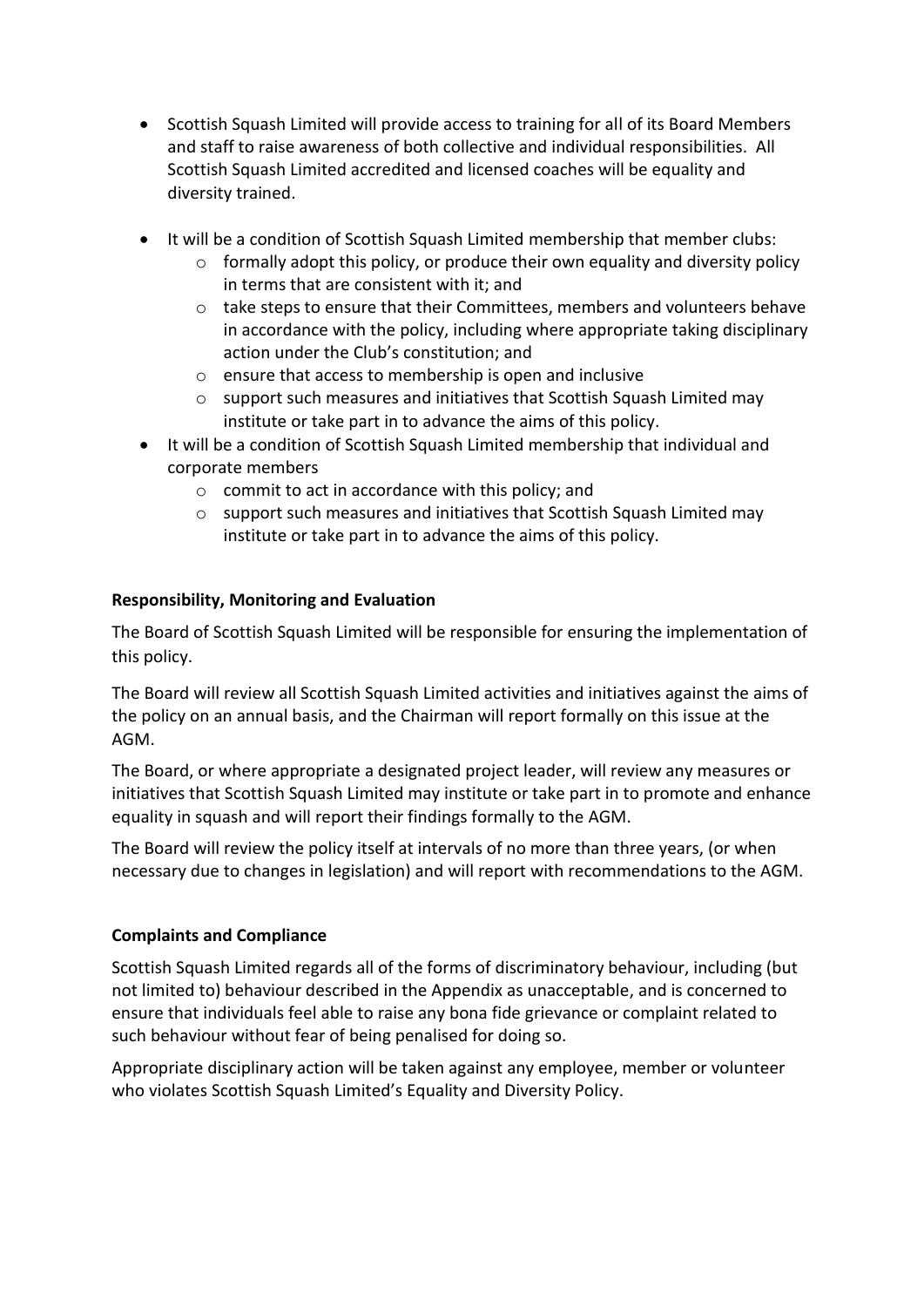- Scottish Squash Limited will provide access to training for all of its Board Members and staff to raise awareness of both collective and individual responsibilities. All Scottish Squash Limited accredited and licensed coaches will be equality and diversity trained.
- It will be a condition of Scottish Squash Limited membership that member clubs:
  - formally adopt this policy, or produce their own equality and diversity policy in terms that are consistent with it; and
  - take steps to ensure that their Committees, members and volunteers behave in accordance with the policy, including where appropriate taking disciplinary action under the Club's constitution; and
  - ensure that access to membership is open and inclusive
  - support such measures and initiatives that Scottish Squash Limited may institute or take part in to advance the aims of this policy.
- It will be a condition of Scottish Squash Limited membership that individual and corporate members
  - commit to act in accordance with this policy; and
  - support such measures and initiatives that Scottish Squash Limited may institute or take part in to advance the aims of this policy.

**Responsibility, Monitoring and Evaluation**

The Board of Scottish Squash Limited will be responsible for ensuring the implementation of this policy.

The Board will review all Scottish Squash Limited activities and initiatives against the aims of the policy on an annual basis, and the Chairman will report formally on this issue at the AGM.

The Board, or where appropriate a designated project leader, will review any measures or initiatives that Scottish Squash Limited may institute or take part in to promote and enhance equality in squash and will report their findings formally to the AGM.

The Board will review the policy itself at intervals of no more than three years, (or when necessary due to changes in legislation) and will report with recommendations to the AGM.

**Complaints and Compliance**

Scottish Squash Limited regards all of the forms of discriminatory behaviour, including (but not limited to) behaviour described in the Appendix as unacceptable, and is concerned to ensure that individuals feel able to raise any bona fide grievance or complaint related to such behaviour without fear of being penalised for doing so.

Appropriate disciplinary action will be taken against any employee, member or volunteer who violates Scottish Squash Limited's Equality and Diversity Policy.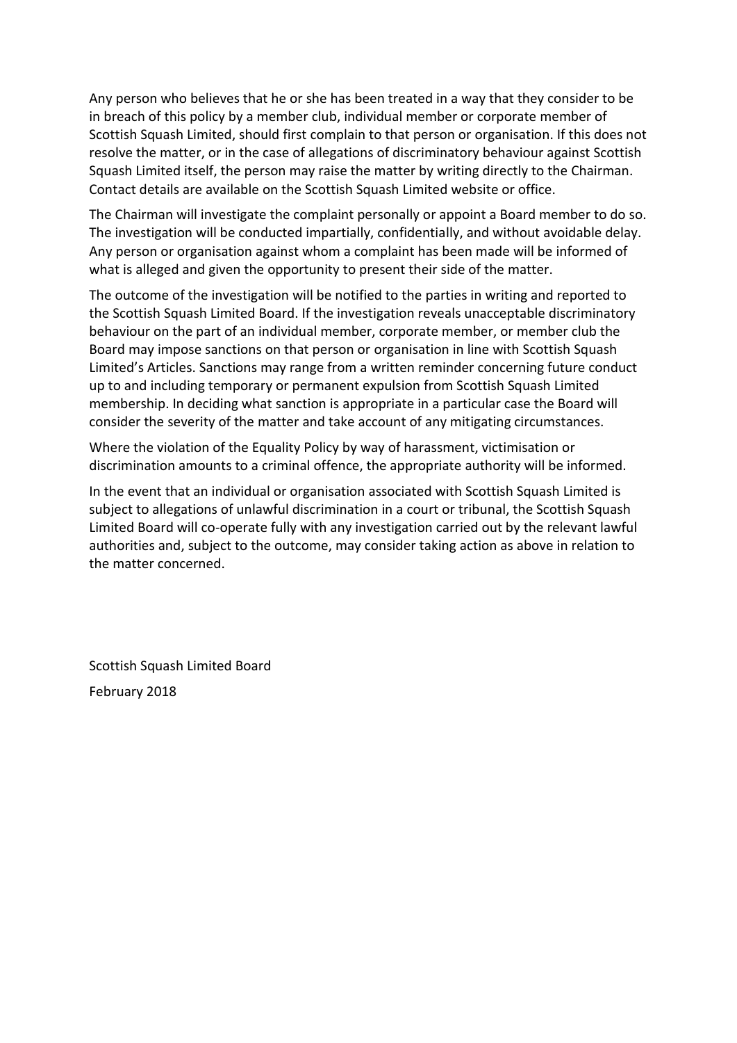Any person who believes that he or she has been treated in a way that they consider to be in breach of this policy by a member club, individual member or corporate member of Scottish Squash Limited, should first complain to that person or organisation. If this does not resolve the matter, or in the case of allegations of discriminatory behaviour against Scottish Squash Limited itself, the person may raise the matter by writing directly to the Chairman. Contact details are available on the Scottish Squash Limited website or office.

The Chairman will investigate the complaint personally or appoint a Board member to do so. The investigation will be conducted impartially, confidentially, and without avoidable delay. Any person or organisation against whom a complaint has been made will be informed of what is alleged and given the opportunity to present their side of the matter.

The outcome of the investigation will be notified to the parties in writing and reported to the Scottish Squash Limited Board. If the investigation reveals unacceptable discriminatory behaviour on the part of an individual member, corporate member, or member club the Board may impose sanctions on that person or organisation in line with Scottish Squash Limited's Articles. Sanctions may range from a written reminder concerning future conduct up to and including temporary or permanent expulsion from Scottish Squash Limited membership. In deciding what sanction is appropriate in a particular case the Board will consider the severity of the matter and take account of any mitigating circumstances.

Where the violation of the Equality Policy by way of harassment, victimisation or discrimination amounts to a criminal offence, the appropriate authority will be informed.

In the event that an individual or organisation associated with Scottish Squash Limited is subject to allegations of unlawful discrimination in a court or tribunal, the Scottish Squash Limited Board will co-operate fully with any investigation carried out by the relevant lawful authorities and, subject to the outcome, may consider taking action as above in relation to the matter concerned.

Scottish Squash Limited Board

February 2018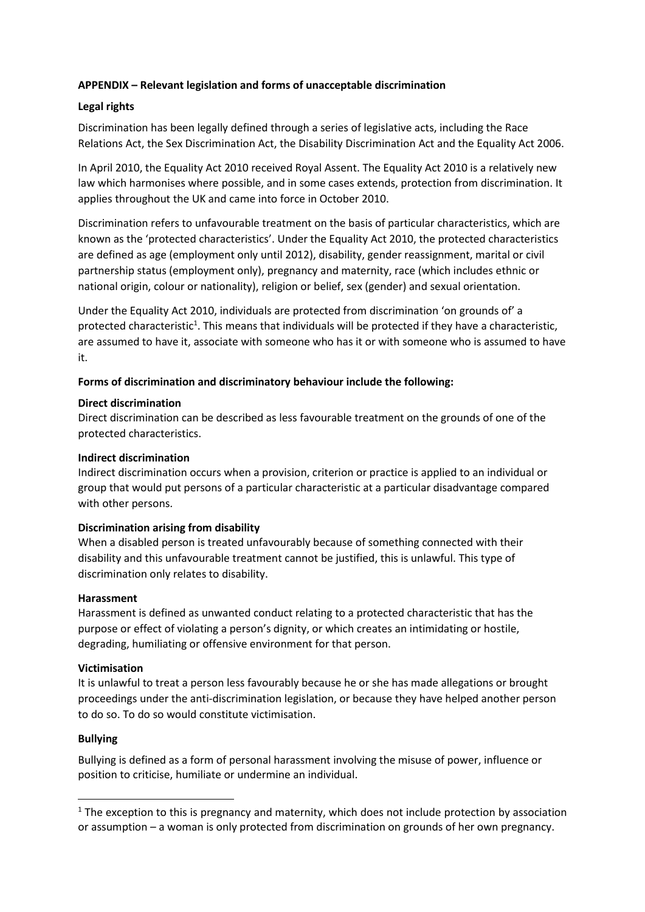**APPENDIX – Relevant legislation and forms of unacceptable discrimination**

**Legal rights**

Discrimination has been legally defined through a series of legislative acts, including the Race Relations Act, the Sex Discrimination Act, the Disability Discrimination Act and the Equality Act 2006.

In April 2010, the Equality Act 2010 received Royal Assent. The Equality Act 2010 is a relatively new law which harmonises where possible, and in some cases extends, protection from discrimination. It applies throughout the UK and came into force in October 2010.

Discrimination refers to unfavourable treatment on the basis of particular characteristics, which are known as the 'protected characteristics'. Under the Equality Act 2010, the protected characteristics are defined as age (employment only until 2012), disability, gender reassignment, marital or civil partnership status (employment only), pregnancy and maternity, race (which includes ethnic or national origin, colour or nationality), religion or belief, sex (gender) and sexual orientation.

Under the Equality Act 2010, individuals are protected from discrimination 'on grounds of' a protected characteristic[1]. This means that individuals will be protected if they have a characteristic, are assumed to have it, associate with someone who has it or with someone who is assumed to have it.

**Forms of discrimination and discriminatory behaviour include the following:**

**Direct discrimination**
Direct discrimination can be described as less favourable treatment on the grounds of one of the protected characteristics.

**Indirect discrimination**
Indirect discrimination occurs when a provision, criterion or practice is applied to an individual or group that would put persons of a particular characteristic at a particular disadvantage compared with other persons.

**Discrimination arising from disability**
When a disabled person is treated unfavourably because of something connected with their disability and this unfavourable treatment cannot be justified, this is unlawful. This type of discrimination only relates to disability.

**Harassment**
Harassment is defined as unwanted conduct relating to a protected characteristic that has the purpose or effect of violating a person's dignity, or which creates an intimidating or hostile, degrading, humiliating or offensive environment for that person.

**Victimisation**
It is unlawful to treat a person less favourably because he or she has made allegations or brought proceedings under the anti-discrimination legislation, or because they have helped another person to do so. To do so would constitute victimisation.

**Bullying**

Bullying is defined as a form of personal harassment involving the misuse of power, influence or position to criticise, humiliate or undermine an individual.

---

[1] The exception to this is pregnancy and maternity, which does not include protection by association or assumption – a woman is only protected from discrimination on grounds of her own pregnancy.